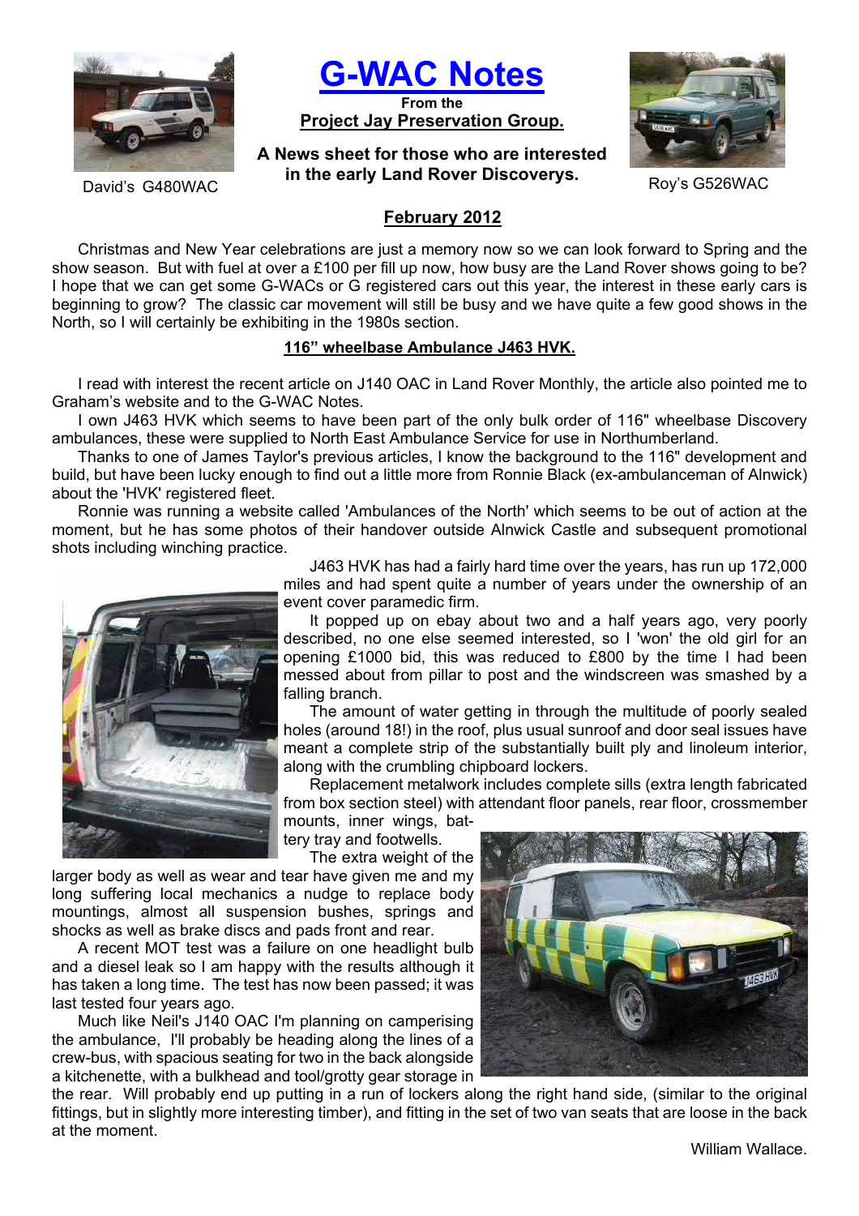David's G480WAC

# G-WAC Notes

**From the**

**Project Jay Preservation Group.**

**A News sheet for those who are interested in the early Land Rover Discoverys.**

Roy's G526WAC

## February 2012

Christmas and New Year celebrations are just a memory now so we can look forward to Spring and the show season. But with fuel at over a £100 per fill up now, how busy are the Land Rover shows going to be? I hope that we can get some G-WACs or G registered cars out this year, the interest in these early cars is beginning to grow? The classic car movement will still be busy and we have quite a few good shows in the North, so I will certainly be exhibiting in the 1980s section.

### 116" wheelbase Ambulance J463 HVK.

I read with interest the recent article on J140 OAC in Land Rover Monthly, the article also pointed me to Graham's website and to the G-WAC Notes.

I own J463 HVK which seems to have been part of the only bulk order of 116" wheelbase Discovery ambulances, these were supplied to North East Ambulance Service for use in Northumberland.

Thanks to one of James Taylor's previous articles, I know the background to the 116" development and build, but have been lucky enough to find out a little more from Ronnie Black (ex-ambulanceman of Alnwick) about the 'HVK' registered fleet.

Ronnie was running a website called 'Ambulances of the North' which seems to be out of action at the moment, but he has some photos of their handover outside Alnwick Castle and subsequent promotional shots including winching practice.

J463 HVK has had a fairly hard time over the years, has run up 172,000 miles and had spent quite a number of years under the ownership of an event cover paramedic firm.

It popped up on ebay about two and a half years ago, very poorly described, no one else seemed interested, so I 'won' the old girl for an opening £1000 bid, this was reduced to £800 by the time I had been messed about from pillar to post and the windscreen was smashed by a falling branch.

The amount of water getting in through the multitude of poorly sealed holes (around 18!) in the roof, plus usual sunroof and door seal issues have meant a complete strip of the substantially built ply and linoleum interior, along with the crumbling chipboard lockers.

Replacement metalwork includes complete sills (extra length fabricated from box section steel) with attendant floor panels, rear floor, crossmember mounts, inner wings, battery tray and footwells.

The extra weight of the larger body as well as wear and tear have given me and my long suffering local mechanics a nudge to replace body mountings, almost all suspension bushes, springs and shocks as well as brake discs and pads front and rear.

A recent MOT test was a failure on one headlight bulb and a diesel leak so I am happy with the results although it has taken a long time. The test has now been passed; it was last tested four years ago.

Much like Neil's J140 OAC I'm planning on camperising the ambulance, I'll probably be heading along the lines of a crew-bus, with spacious seating for two in the back alongside a kitchenette, with a bulkhead and tool/grotty gear storage in the rear. Will probably end up putting in a run of lockers along the right hand side, (similar to the original fittings, but in slightly more interesting timber), and fitting in the set of two van seats that are loose in the back at the moment.

William Wallace.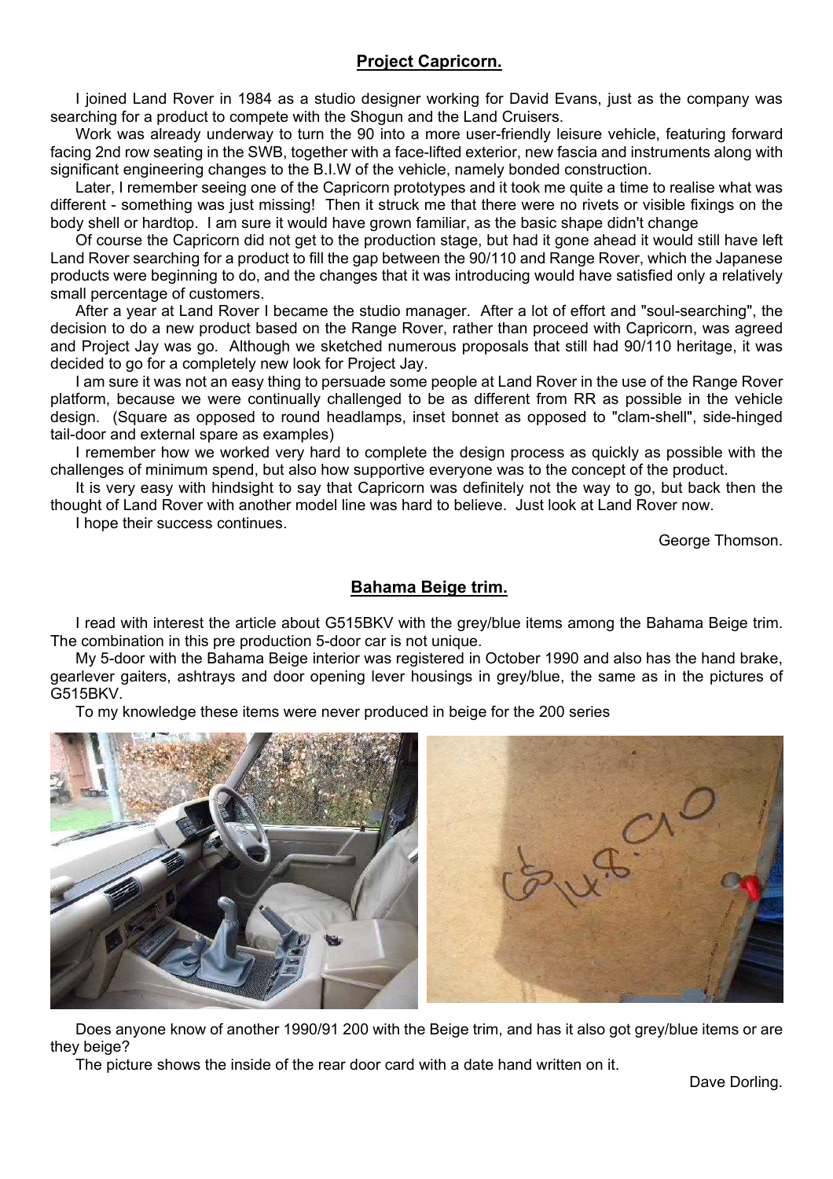## Project Capricorn.

I joined Land Rover in 1984 as a studio designer working for David Evans, just as the company was searching for a product to compete with the Shogun and the Land Cruisers.

Work was already underway to turn the 90 into a more user-friendly leisure vehicle, featuring forward facing 2nd row seating in the SWB, together with a face-lifted exterior, new fascia and instruments along with significant engineering changes to the B.I.W of the vehicle, namely bonded construction.

Later, I remember seeing one of the Capricorn prototypes and it took me quite a time to realise what was different - something was just missing! Then it struck me that there were no rivets or visible fixings on the body shell or hardtop. I am sure it would have grown familiar, as the basic shape didn't change

Of course the Capricorn did not get to the production stage, but had it gone ahead it would still have left Land Rover searching for a product to fill the gap between the 90/110 and Range Rover, which the Japanese products were beginning to do, and the changes that it was introducing would have satisfied only a relatively small percentage of customers.

After a year at Land Rover I became the studio manager. After a lot of effort and "soul-searching", the decision to do a new product based on the Range Rover, rather than proceed with Capricorn, was agreed and Project Jay was go. Although we sketched numerous proposals that still had 90/110 heritage, it was decided to go for a completely new look for Project Jay.

I am sure it was not an easy thing to persuade some people at Land Rover in the use of the Range Rover platform, because we were continually challenged to be as different from RR as possible in the vehicle design. (Square as opposed to round headlamps, inset bonnet as opposed to "clam-shell", side-hinged tail-door and external spare as examples)

I remember how we worked very hard to complete the design process as quickly as possible with the challenges of minimum spend, but also how supportive everyone was to the concept of the product.

It is very easy with hindsight to say that Capricorn was definitely not the way to go, but back then the thought of Land Rover with another model line was hard to believe. Just look at Land Rover now.

I hope their success continues.

George Thomson.

## Bahama Beige trim.

I read with interest the article about G515BKV with the grey/blue items among the Bahama Beige trim. The combination in this pre production 5-door car is not unique.

My 5-door with the Bahama Beige interior was registered in October 1990 and also has the hand brake, gearlever gaiters, ashtrays and door opening lever housings in grey/blue, the same as in the pictures of G515BKV.

To my knowledge these items were never produced in beige for the 200 series

Does anyone know of another 1990/91 200 with the Beige trim, and has it also got grey/blue items or are they beige?

The picture shows the inside of the rear door card with a date hand written on it.

Dave Dorling.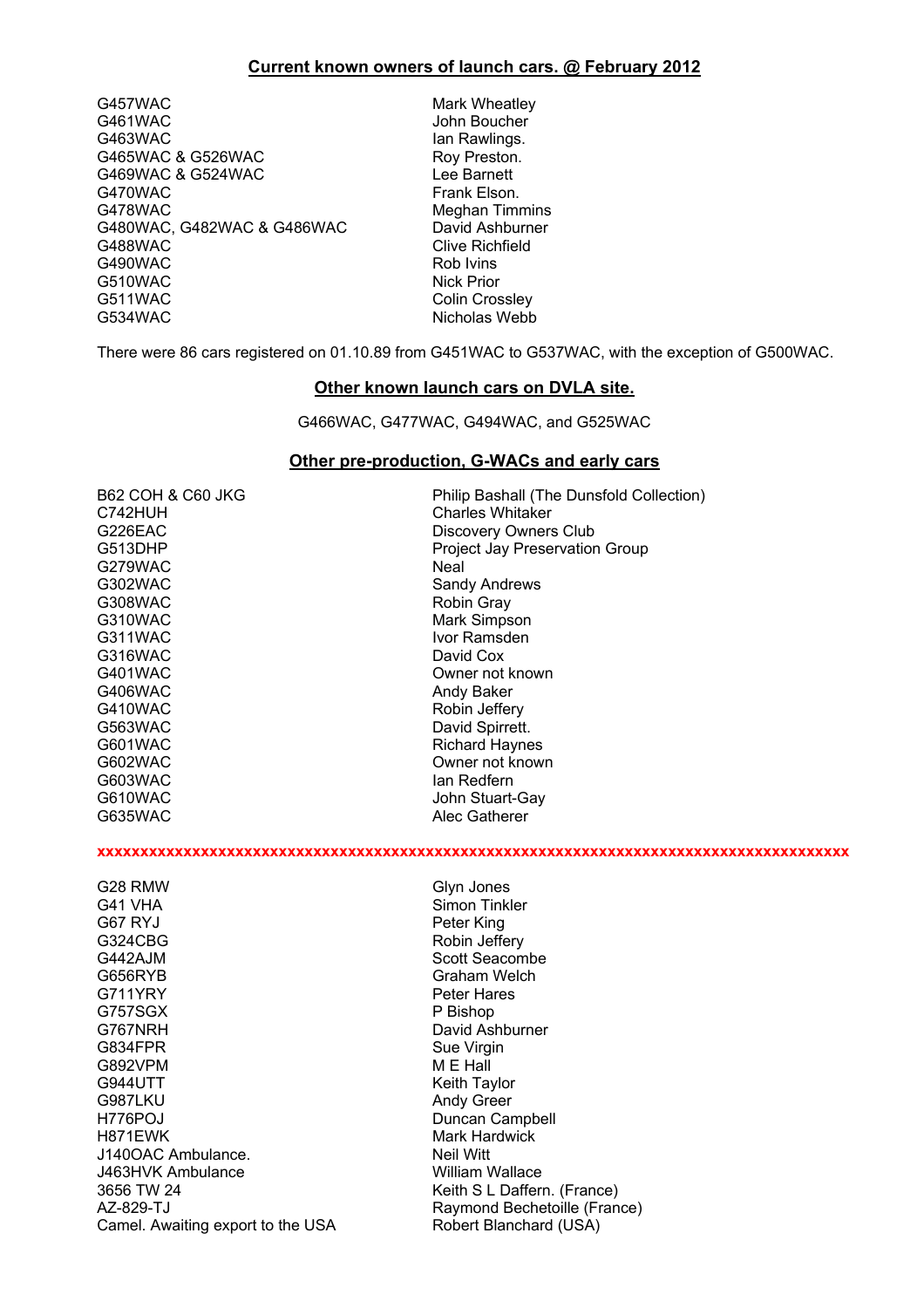## Current known owners of launch cars. @ February 2012

| | |
|---|---|
| G457WAC | Mark Wheatley |
| G461WAC | John Boucher |
| G463WAC | Ian Rawlings. |
| G465WAC & G526WAC | Roy Preston. |
| G469WAC & G524WAC | Lee Barnett |
| G470WAC | Frank Elson. |
| G478WAC | Meghan Timmins |
| G480WAC, G482WAC & G486WAC | David Ashburner |
| G488WAC | Clive Richfield |
| G490WAC | Rob Ivins |
| G510WAC | Nick Prior |
| G511WAC | Colin Crossley |
| G534WAC | Nicholas Webb |

There were 86 cars registered on 01.10.89 from G451WAC to G537WAC, with the exception of G500WAC.

## Other known launch cars on DVLA site.

G466WAC, G477WAC, G494WAC, and G525WAC

## Other pre-production, G-WACs and early cars

| | |
|---|---|
| B62 COH & C60 JKG | Philip Bashall (The Dunsfold Collection) |
| C742HUH | Charles Whitaker |
| G226EAC | Discovery Owners Club |
| G513DHP | Project Jay Preservation Group |
| G279WAC | Neal |
| G302WAC | Sandy Andrews |
| G308WAC | Robin Gray |
| G310WAC | Mark Simpson |
| G311WAC | Ivor Ramsden |
| G316WAC | David Cox |
| G401WAC | Owner not known |
| G406WAC | Andy Baker |
| G410WAC | Robin Jeffery |
| G563WAC | David Spirrett. |
| G601WAC | Richard Haynes |
| G602WAC | Owner not known |
| G603WAC | Ian Redfern |
| G610WAC | John Stuart-Gay |
| G635WAC | Alec Gatherer |

xxxxxxxxxxxxxxxxxxxxxxxxxxxxxxxxxxxxxxxxxxxxxxxxxxxxxxxxxxxxxxxxxxxxxxxxxxxxxxxxxx

| | |
|---|---|
| G28 RMW | Glyn Jones |
| G41 VHA | Simon Tinkler |
| G67 RYJ | Peter King |
| G324CBG | Robin Jeffery |
| G442AJM | Scott Seacombe |
| G656RYB | Graham Welch |
| G711YRY | Peter Hares |
| G757SGX | P Bishop |
| G767NRH | David Ashburner |
| G834FPR | Sue Virgin |
| G892VPM | M E Hall |
| G944UTT | Keith Taylor |
| G987LKU | Andy Greer |
| H776POJ | Duncan Campbell |
| H871EWK | Mark Hardwick |
| J140OAC Ambulance. | Neil Witt |
| J463HVK Ambulance | William Wallace |
| 3656 TW 24 | Keith S L Daffern. (France) |
| AZ-829-TJ | Raymond Bechetoille (France) |
| Camel. Awaiting export to the USA | Robert Blanchard (USA) |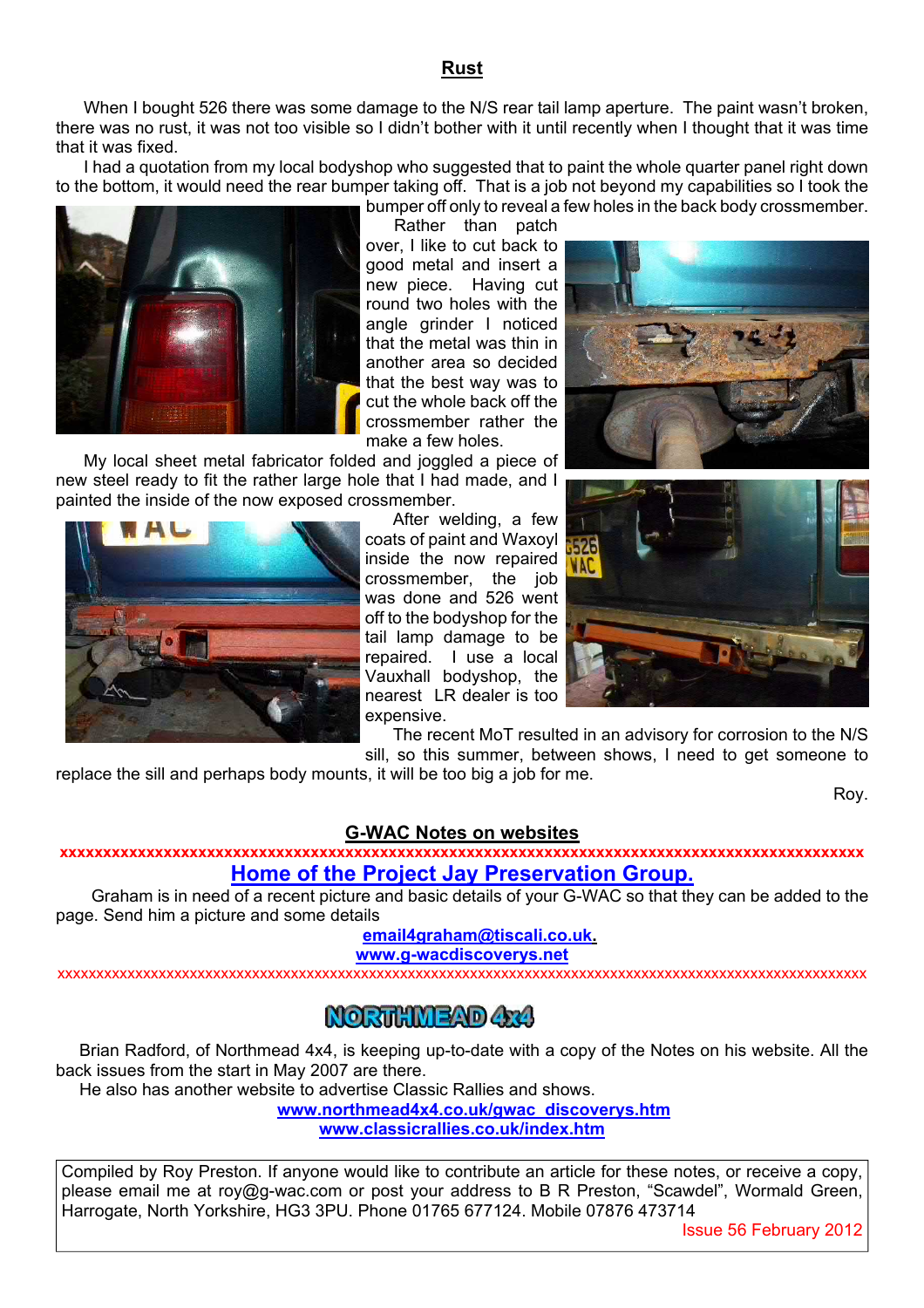## Rust

When I bought 526 there was some damage to the N/S rear tail lamp aperture. The paint wasn't broken, there was no rust, it was not too visible so I didn't bother with it until recently when I thought that it was time that it was fixed.

I had a quotation from my local bodyshop who suggested that to paint the whole quarter panel right down to the bottom, it would need the rear bumper taking off. That is a job not beyond my capabilities so I took the bumper off only to reveal a few holes in the back body crossmember.

Rather than patch over, I like to cut back to good metal and insert a new piece. Having cut round two holes with the angle grinder I noticed that the metal was thin in another area so decided that the best way was to cut the whole back off the crossmember rather the make a few holes.

My local sheet metal fabricator folded and joggled a piece of new steel ready to fit the rather large hole that I had made, and I painted the inside of the now exposed crossmember.

After welding, a few coats of paint and Waxoyl inside the now repaired crossmember, the job was done and 526 went off to the bodyshop for the tail lamp damage to be repaired. I use a local Vauxhall bodyshop, the nearest LR dealer is too expensive.

The recent MoT resulted in an advisory for corrosion to the N/S sill, so this summer, between shows, I need to get someone to replace the sill and perhaps body mounts, it will be too big a job for me.

Roy.

## G-WAC Notes on websites

xxxxxxxxxxxxxxxxxxxxxxxxxxxxxxxxxxxxxxxxxxxxxxxxxxxxxxxxxxxxxxxxxxxxxxxxxxxxxxxxxxxxxxxxxx

### Home of the Project Jay Preservation Group.

Graham is in need of a recent picture and basic details of your G-WAC so that they can be added to the page. Send him a picture and some details

email4graham@tiscali.co.uk.
www.g-wacdiscoverys.net

xxxxxxxxxxxxxxxxxxxxxxxxxxxxxxxxxxxxxxxxxxxxxxxxxxxxxxxxxxxxxxxxxxxxxxxxxxxxxxxxxxxxxxxxxx

### NORTHMEAD 4x4

Brian Radford, of Northmead 4x4, is keeping up-to-date with a copy of the Notes on his website. All the back issues from the start in May 2007 are there.

He also has another website to advertise Classic Rallies and shows.

www.northmead4x4.co.uk/gwac_discoverys.htm
www.classicrallies.co.uk/index.htm

Compiled by Roy Preston. If anyone would like to contribute an article for these notes, or receive a copy, please email me at roy@g-wac.com or post your address to B R Preston, "Scawdel", Wormald Green, Harrogate, North Yorkshire, HG3 3PU. Phone 01765 677124. Mobile 07876 473714

Issue 56 February 2012